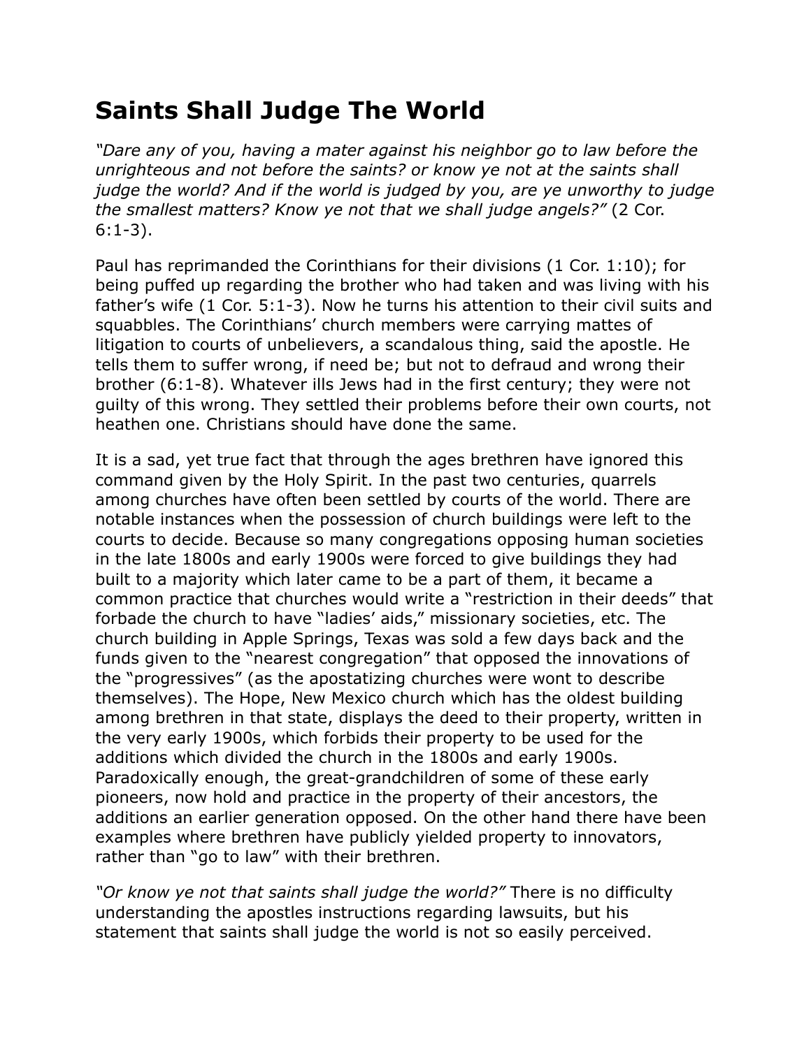# Saints Shall Judge The World

*"Dare any of you, having a mater against his neighbor go to law before the unrighteous and not before the saints? or know ye not at the saints shall judge the world? And if the world is judged by you, are ye unworthy to judge the smallest matters? Know ye not that we shall judge angels?"* (2 Cor. 6:1-3).

Paul has reprimanded the Corinthians for their divisions (1 Cor. 1:10); for being puffed up regarding the brother who had taken and was living with his father's wife (1 Cor. 5:1-3). Now he turns his attention to their civil suits and squabbles. The Corinthians' church members were carrying mattes of litigation to courts of unbelievers, a scandalous thing, said the apostle. He tells them to suffer wrong, if need be; but not to defraud and wrong their brother (6:1-8). Whatever ills Jews had in the first century; they were not guilty of this wrong. They settled their problems before their own courts, not heathen one. Christians should have done the same.

It is a sad, yet true fact that through the ages brethren have ignored this command given by the Holy Spirit. In the past two centuries, quarrels among churches have often been settled by courts of the world. There are notable instances when the possession of church buildings were left to the courts to decide. Because so many congregations opposing human societies in the late 1800s and early 1900s were forced to give buildings they had built to a majority which later came to be a part of them, it became a common practice that churches would write a "restriction in their deeds" that forbade the church to have "ladies' aids," missionary societies, etc. The church building in Apple Springs, Texas was sold a few days back and the funds given to the "nearest congregation" that opposed the innovations of the "progressives" (as the apostatizing churches were wont to describe themselves). The Hope, New Mexico church which has the oldest building among brethren in that state, displays the deed to their property, written in the very early 1900s, which forbids their property to be used for the additions which divided the church in the 1800s and early 1900s. Paradoxically enough, the great-grandchildren of some of these early pioneers, now hold and practice in the property of their ancestors, the additions an earlier generation opposed. On the other hand there have been examples where brethren have publicly yielded property to innovators, rather than "go to law" with their brethren.

*"Or know ye not that saints shall judge the world?"* There is no difficulty understanding the apostles instructions regarding lawsuits, but his statement that saints shall judge the world is not so easily perceived.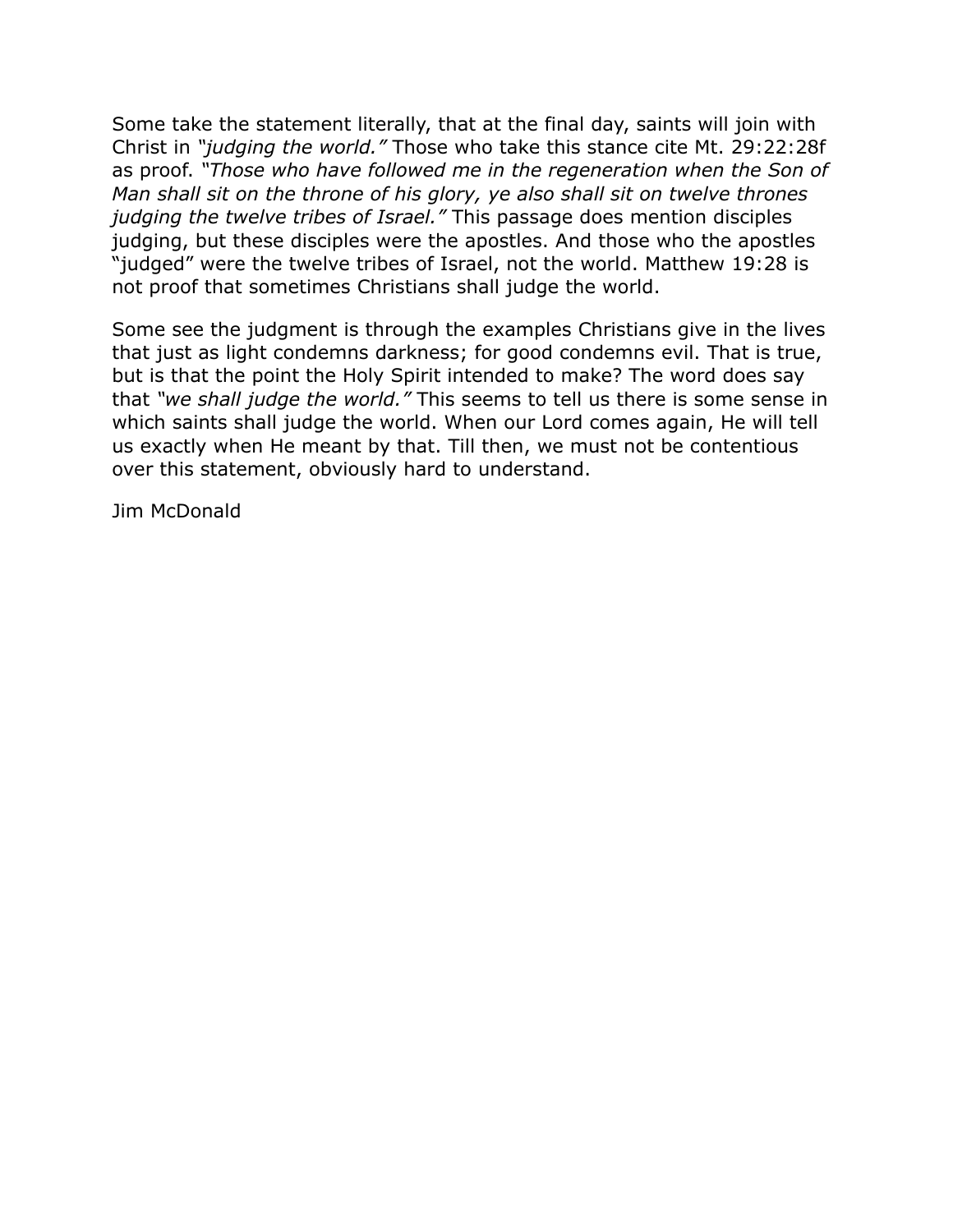Some take the statement literally, that at the final day, saints will join with Christ in *"judging the world."* Those who take this stance cite Mt. 29:22:28f as proof. *"Those who have followed me in the regeneration when the Son of Man shall sit on the throne of his glory, ye also shall sit on twelve thrones judging the twelve tribes of Israel."* This passage does mention disciples judging, but these disciples were the apostles. And those who the apostles "judged" were the twelve tribes of Israel, not the world. Matthew 19:28 is not proof that sometimes Christians shall judge the world.

Some see the judgment is through the examples Christians give in the lives that just as light condemns darkness; for good condemns evil. That is true, but is that the point the Holy Spirit intended to make? The word does say that *"we shall judge the world."* This seems to tell us there is some sense in which saints shall judge the world. When our Lord comes again, He will tell us exactly when He meant by that. Till then, we must not be contentious over this statement, obviously hard to understand.

Jim McDonald